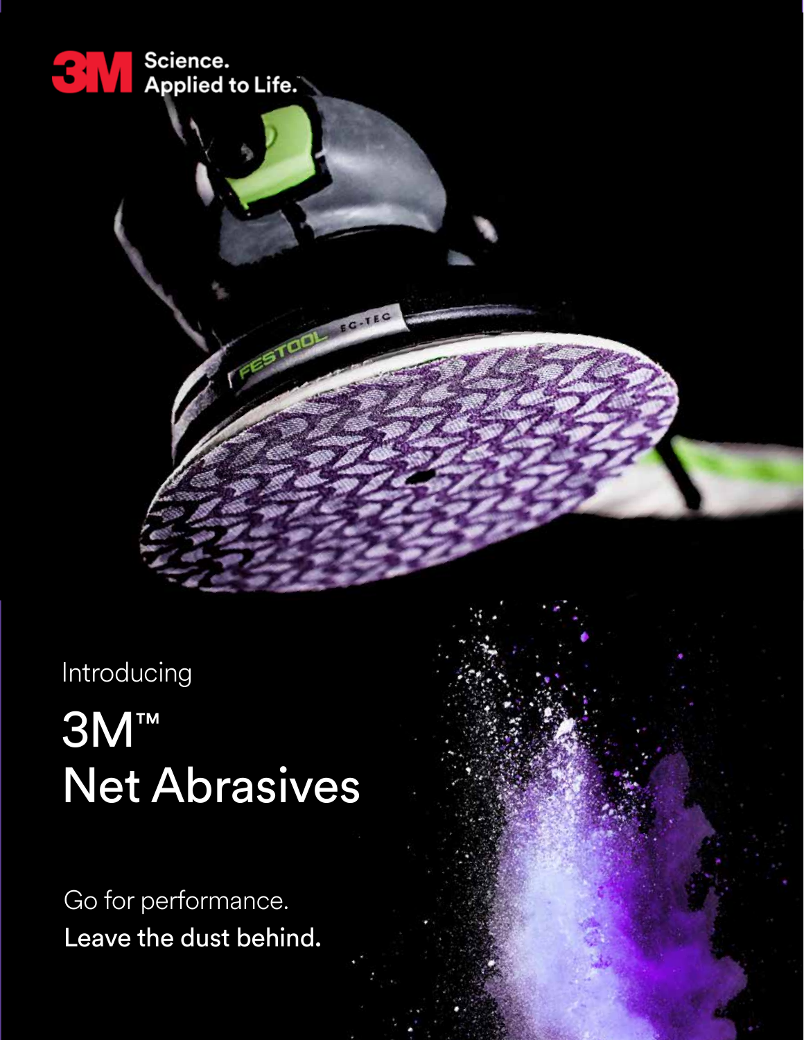3M Science. Applied to Life.™

Introducing

# 3M™ Net Abrasives

Go for performance.
**Leave the dust behind.**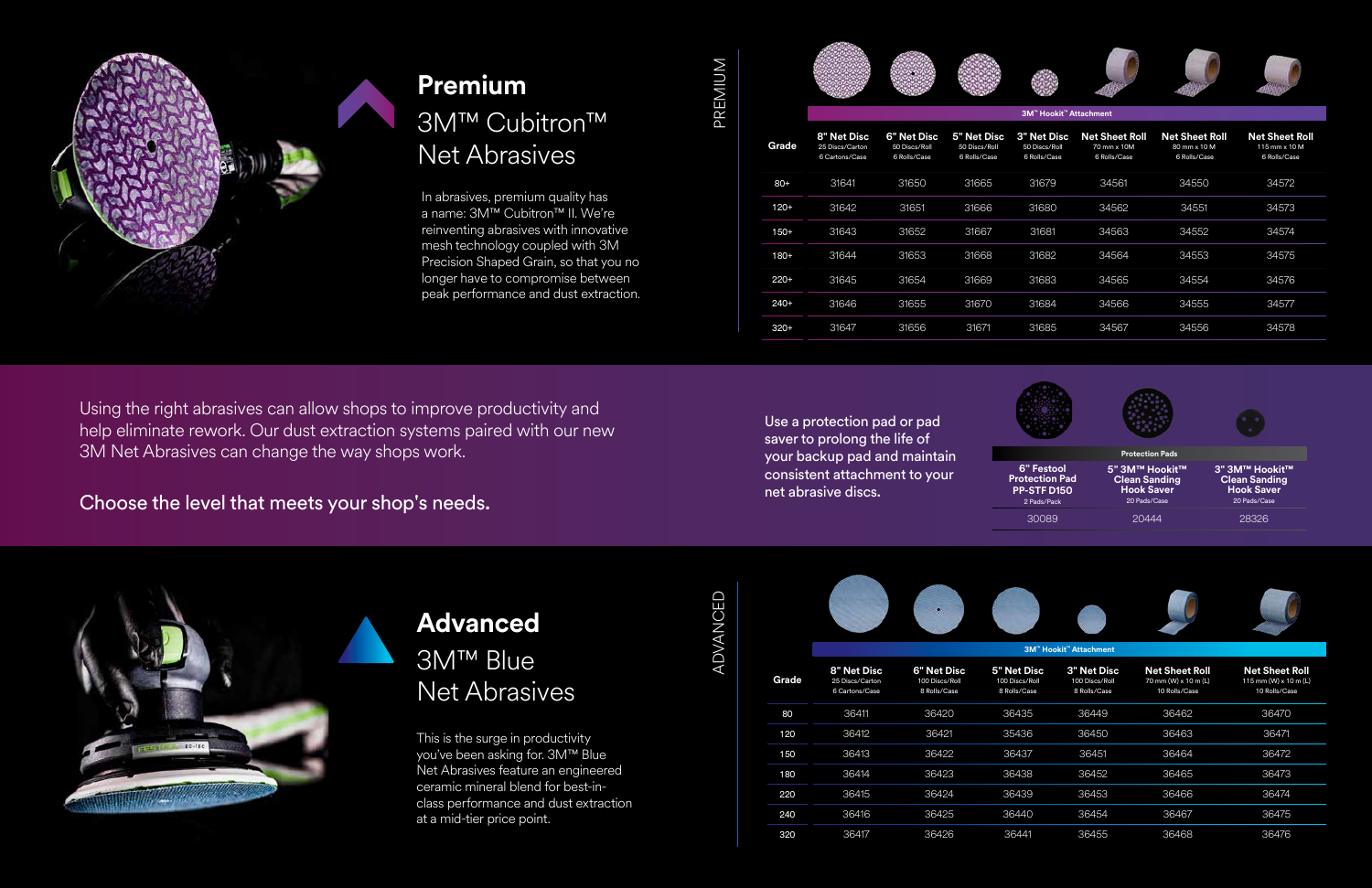## Premium

3M™ Cubitron™ Net Abrasives

In abrasives, premium quality has a name: 3M™ Cubitron™ II. We're reinventing abrasives with innovative mesh technology coupled with 3M Precision Shaped Grain, so that you no longer have to compromise between peak performance and dust extraction.

PREMIUM

| Grade | 3M™ Hookit™ Attachment | | | | | | |
|---|---|---|---|---|---|---|---|
| | 8" Net Disc 25 Discs/Carton 6 Cartons/Case | 6" Net Disc 50 Discs/Roll 6 Rolls/Case | 5" Net Disc 50 Discs/Roll 6 Rolls/Case | 3" Net Disc 50 Discs/Roll 6 Rolls/Case | Net Sheet Roll 70 mm x 10M 6 Rolls/Case | Net Sheet Roll 80 mm x 10 M 6 Rolls/Case | Net Sheet Roll 115 mm x 10 M 6 Rolls/Case |
| 80+ | 31641 | 31650 | 31665 | 31679 | 34561 | 34550 | 34572 |
| 120+ | 31642 | 31651 | 31666 | 31680 | 34562 | 34551 | 34573 |
| 150+ | 31643 | 31652 | 31667 | 31681 | 34563 | 34552 | 34574 |
| 180+ | 31644 | 31653 | 31668 | 31682 | 34564 | 34553 | 34575 |
| 220+ | 31645 | 31654 | 31669 | 31683 | 34565 | 34554 | 34576 |
| 240+ | 31646 | 31655 | 31670 | 31684 | 34566 | 34555 | 34577 |
| 320+ | 31647 | 31656 | 31671 | 31685 | 34567 | 34556 | 34578 |

Using the right abrasives can allow shops to improve productivity and help eliminate rework. Our dust extraction systems paired with our new 3M Net Abrasives can change the way shops work.

**Choose the level that meets your shop's needs.**

Use a protection pad or pad saver to prolong the life of your backup pad and maintain consistent attachment to your net abrasive discs.

| Protection Pads | | |
|---|---|---|
| 6" Festool Protection Pad PP-STF D150 2 Pads/Pack | 5" 3M™ Hookit™ Clean Sanding Hook Saver 20 Pads/Case | 3" 3M™ Hookit™ Clean Sanding Hook Saver 20 Pads/Case |
| 30089 | 20444 | 28326 |

## Advanced

3M™ Blue Net Abrasives

This is the surge in productivity you've been asking for. 3M™ Blue Net Abrasives feature an engineered ceramic mineral blend for best-in-class performance and dust extraction at a mid-tier price point.

ADVANCED

| Grade | 3M™ Hookit™ Attachment | | | | | |
|---|---|---|---|---|---|---|
| | 8" Net Disc 25 Discs/Carton 6 Cartons/Case | 6" Net Disc 100 Discs/Roll 8 Rolls/Case | 5" Net Disc 100 Discs/Roll 8 Rolls/Case | 3" Net Disc 100 Discs/Roll 8 Rolls/Case | Net Sheet Roll 70 mm (W) x 10 m (L) 10 Rolls/Case | Net Sheet Roll 115 mm (W) x 10 m (L) 10 Rolls/Case |
| 80 | 36411 | 36420 | 36435 | 36449 | 36462 | 36470 |
| 120 | 36412 | 36421 | 35436 | 36450 | 36463 | 36471 |
| 150 | 36413 | 36422 | 36437 | 36451 | 36464 | 36472 |
| 180 | 36414 | 36423 | 36438 | 36452 | 36465 | 36473 |
| 220 | 36415 | 36424 | 36439 | 36453 | 36466 | 36474 |
| 240 | 36416 | 36425 | 36440 | 36454 | 36467 | 36475 |
| 320 | 36417 | 36426 | 36441 | 36455 | 36468 | 36476 |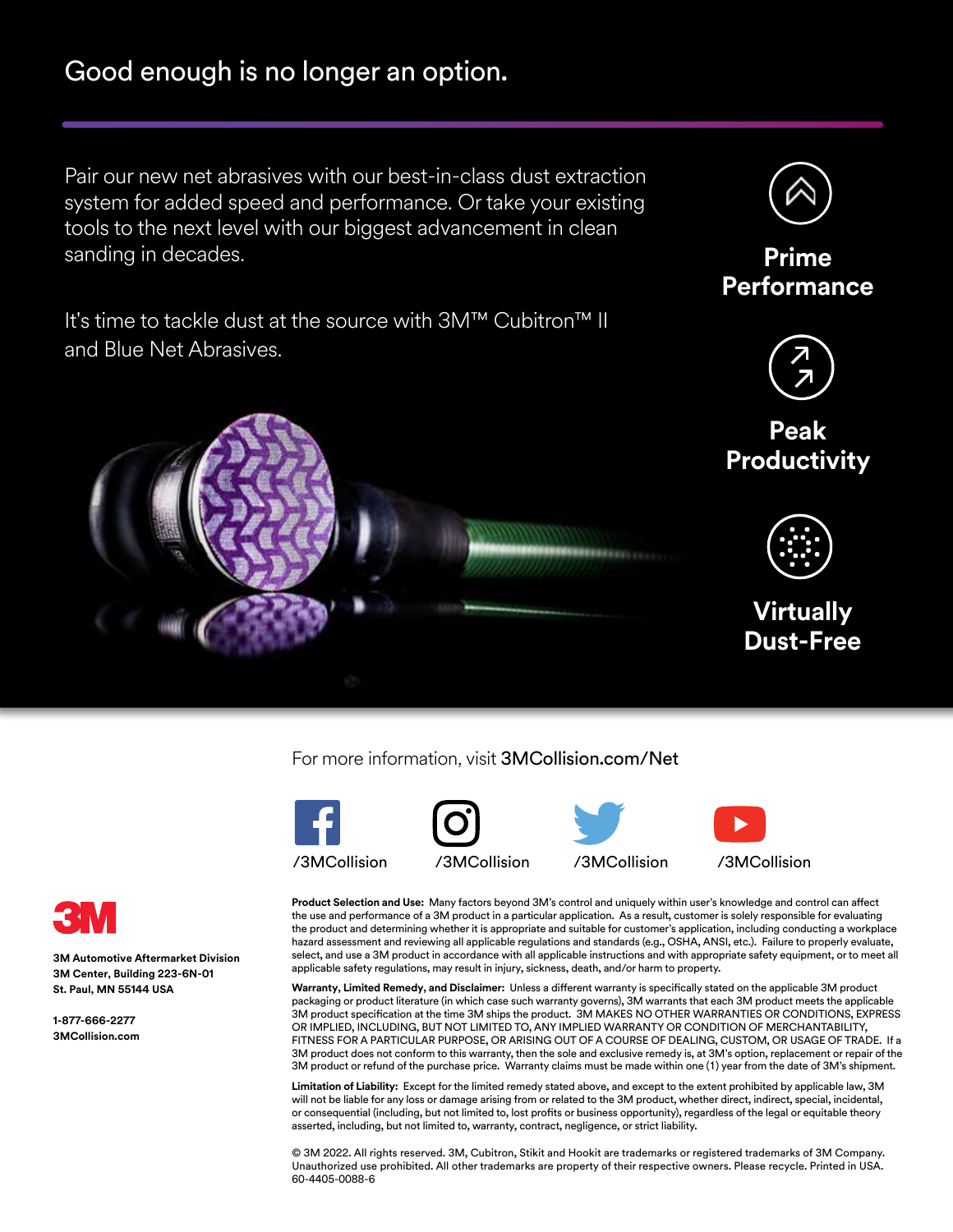# Good enough is no longer an option.

Pair our new net abrasives with our best-in-class dust extraction system for added speed and performance. Or take your existing tools to the next level with our biggest advancement in clean sanding in decades.

It's time to tackle dust at the source with 3M™ Cubitron™ II and Blue Net Abrasives.

**Prime Performance**

**Peak Productivity**

**Virtually Dust-Free**

For more information, visit **3MCollision.com/Net**

/3MCollision /3MCollision /3MCollision /3MCollision

**3M Automotive Aftermarket Division**
**3M Center, Building 223-6N-01**
**St. Paul, MN 55144 USA**

**1-877-666-2277**
**3MCollision.com**

**Product Selection and Use:** Many factors beyond 3M's control and uniquely within user's knowledge and control can affect the use and performance of a 3M product in a particular application. As a result, customer is solely responsible for evaluating the product and determining whether it is appropriate and suitable for customer's application, including conducting a workplace hazard assessment and reviewing all applicable regulations and standards (e.g., OSHA, ANSI, etc.). Failure to properly evaluate, select, and use a 3M product in accordance with all applicable instructions and with appropriate safety equipment, or to meet all applicable safety regulations, may result in injury, sickness, death, and/or harm to property.

**Warranty, Limited Remedy, and Disclaimer:** Unless a different warranty is specifically stated on the applicable 3M product packaging or product literature (in which case such warranty governs), 3M warrants that each 3M product meets the applicable 3M product specification at the time 3M ships the product. 3M MAKES NO OTHER WARRANTIES OR CONDITIONS, EXPRESS OR IMPLIED, INCLUDING, BUT NOT LIMITED TO, ANY IMPLIED WARRANTY OR CONDITION OF MERCHANTABILITY, FITNESS FOR A PARTICULAR PURPOSE, OR ARISING OUT OF A COURSE OF DEALING, CUSTOM, OR USAGE OF TRADE. If a 3M product does not conform to this warranty, then the sole and exclusive remedy is, at 3M's option, replacement or repair of the 3M product or refund of the purchase price. Warranty claims must be made within one (1) year from the date of 3M's shipment.

**Limitation of Liability:** Except for the limited remedy stated above, and except to the extent prohibited by applicable law, 3M will not be liable for any loss or damage arising from or related to the 3M product, whether direct, indirect, special, incidental, or consequential (including, but not limited to, lost profits or business opportunity), regardless of the legal or equitable theory asserted, including, but not limited to, warranty, contract, negligence, or strict liability.

© 3M 2022. All rights reserved. 3M, Cubitron, Stikit and Hookit are trademarks or registered trademarks of 3M Company. Unauthorized use prohibited. All other trademarks are property of their respective owners. Please recycle. Printed in USA.
60-4405-0088-6